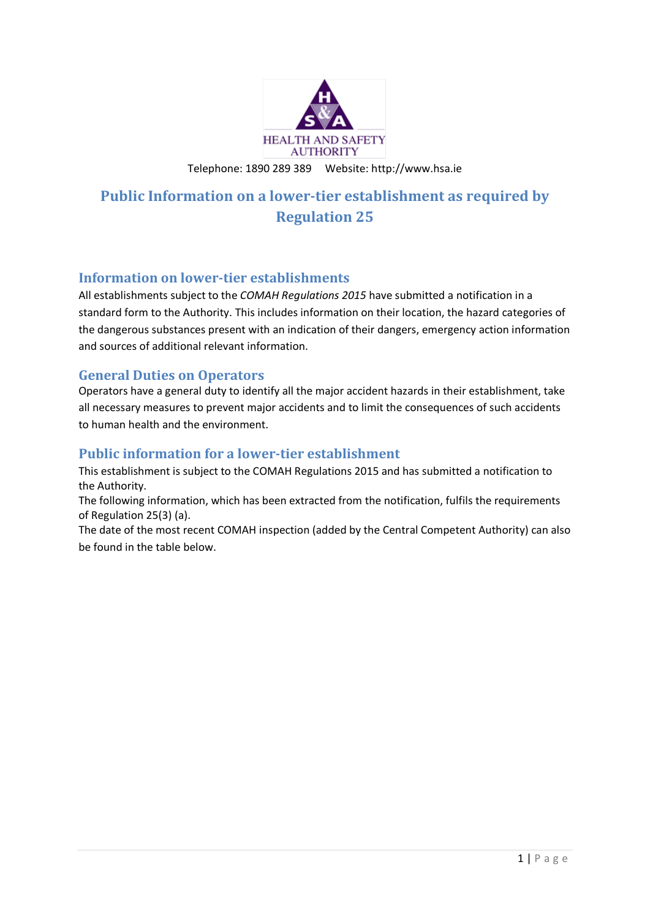HEALTH AND SAFETY AUTHORITY

Telephone: 1890 289 389     Website: http://www.hsa.ie

# Public Information on a lower-tier establishment as required by Regulation 25

## Information on lower-tier establishments

All establishments subject to the *COMAH Regulations 2015* have submitted a notification in a standard form to the Authority. This includes information on their location, the hazard categories of the dangerous substances present with an indication of their dangers, emergency action information and sources of additional relevant information.

## General Duties on Operators

Operators have a general duty to identify all the major accident hazards in their establishment, take all necessary measures to prevent major accidents and to limit the consequences of such accidents to human health and the environment.

## Public information for a lower-tier establishment

This establishment is subject to the COMAH Regulations 2015 and has submitted a notification to the Authority.

The following information, which has been extracted from the notification, fulfils the requirements of Regulation 25(3) (a).

The date of the most recent COMAH inspection (added by the Central Competent Authority) can also be found in the table below.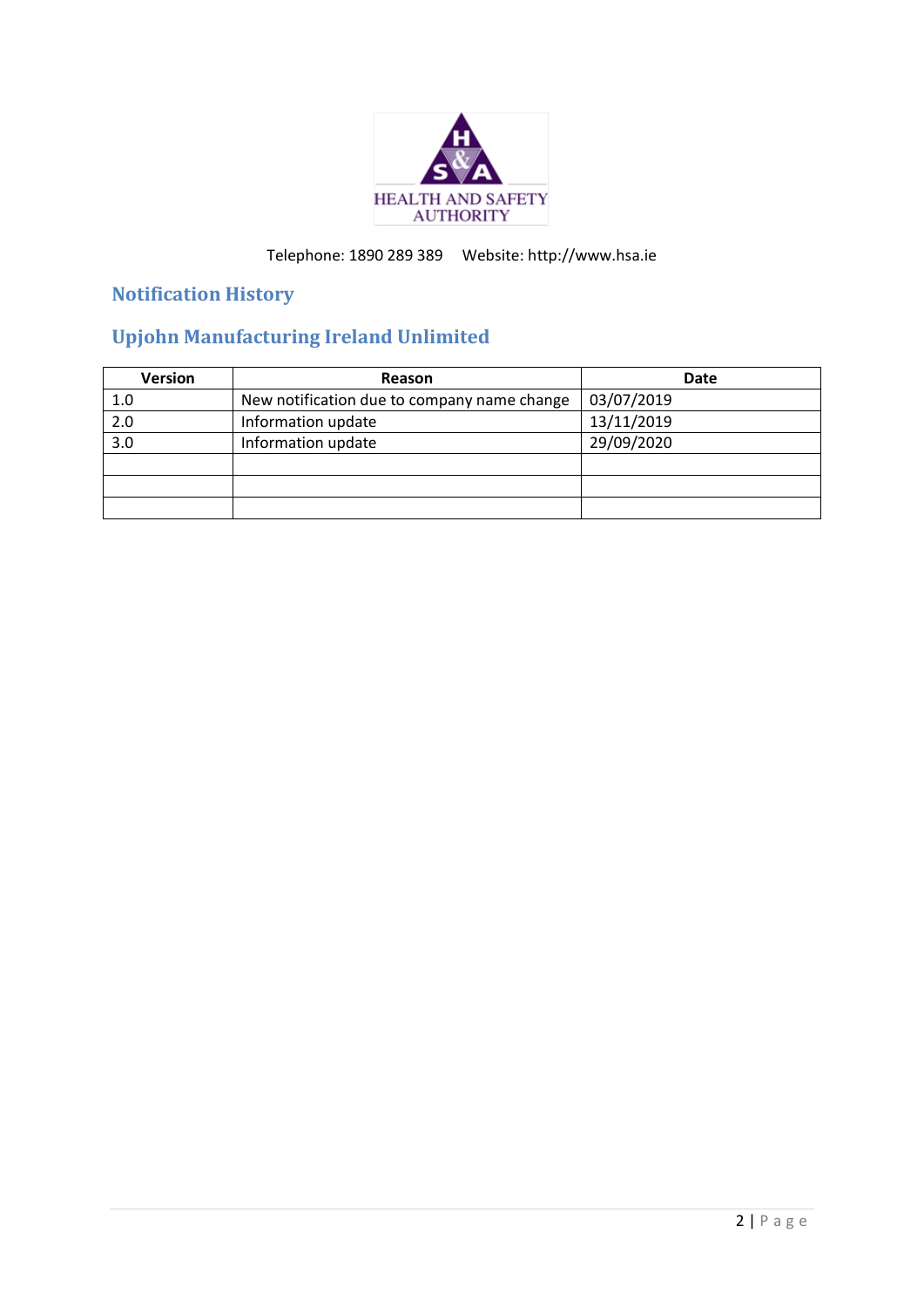HEALTH AND SAFETY AUTHORITY

Telephone: 1890 289 389     Website: http://www.hsa.ie

## Notification History

## Upjohn Manufacturing Ireland Unlimited

| Version | Reason | Date |
|---|---|---|
| 1.0 | New notification due to company name change | 03/07/2019 |
| 2.0 | Information update | 13/11/2019 |
| 3.0 | Information update | 29/09/2020 |
| | | |
| | | |
| | | |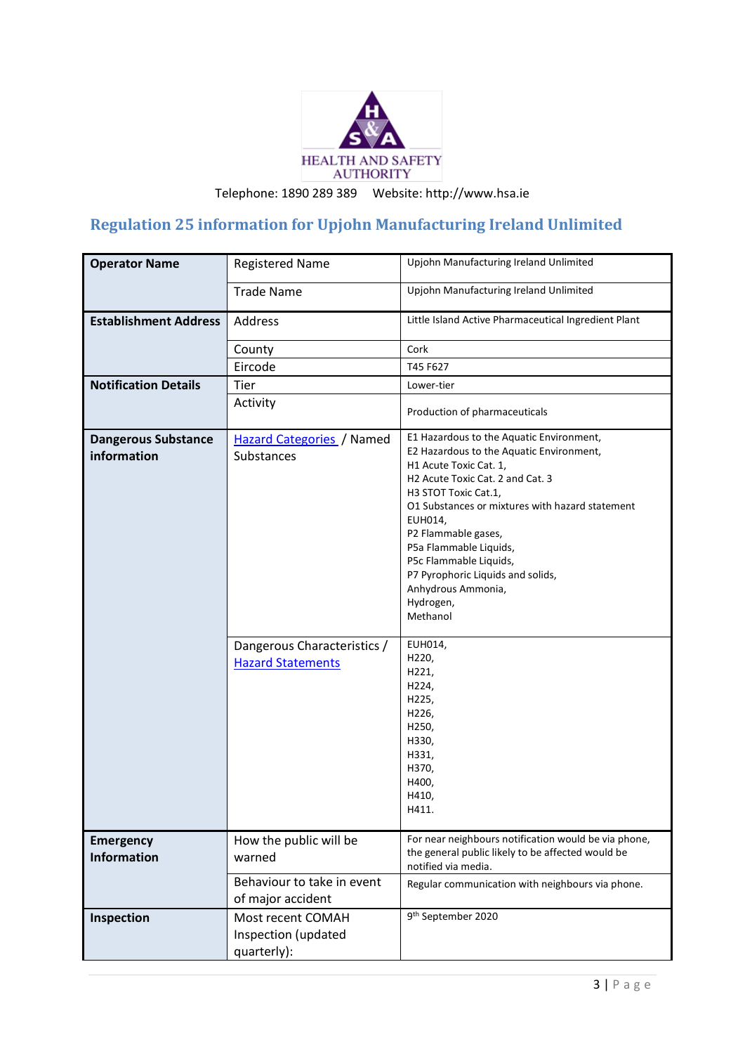HEALTH AND SAFETY AUTHORITY

Telephone: 1890 289 389    Website: http://www.hsa.ie

## Regulation 25 information for Upjohn Manufacturing Ireland Unlimited

| | | |
|---|---|---|
| **Operator Name** | Registered Name | Upjohn Manufacturing Ireland Unlimited |
| | Trade Name | Upjohn Manufacturing Ireland Unlimited |
| **Establishment Address** | Address | Little Island Active Pharmaceutical Ingredient Plant |
| | County | Cork |
| | Eircode | T45 F627 |
| **Notification Details** | Tier | Lower-tier |
| | Activity | Production of pharmaceuticals |
| **Dangerous Substance information** | Hazard Categories / Named Substances | E1 Hazardous to the Aquatic Environment, E2 Hazardous to the Aquatic Environment, H1 Acute Toxic Cat. 1, H2 Acute Toxic Cat. 2 and Cat. 3 H3 STOT Toxic Cat.1, O1 Substances or mixtures with hazard statement EUH014, P2 Flammable gases, P5a Flammable Liquids, P5c Flammable Liquids, P7 Pyrophoric Liquids and solids, Anhydrous Ammonia, Hydrogen, Methanol |
| | Dangerous Characteristics / Hazard Statements | EUH014, H220, H221, H224, H225, H226, H250, H330, H331, H370, H400, H410, H411. |
| **Emergency Information** | How the public will be warned | For near neighbours notification would be via phone, the general public likely to be affected would be notified via media. |
| | Behaviour to take in event of major accident | Regular communication with neighbours via phone. |
| **Inspection** | Most recent COMAH Inspection (updated quarterly): | 9th September 2020 |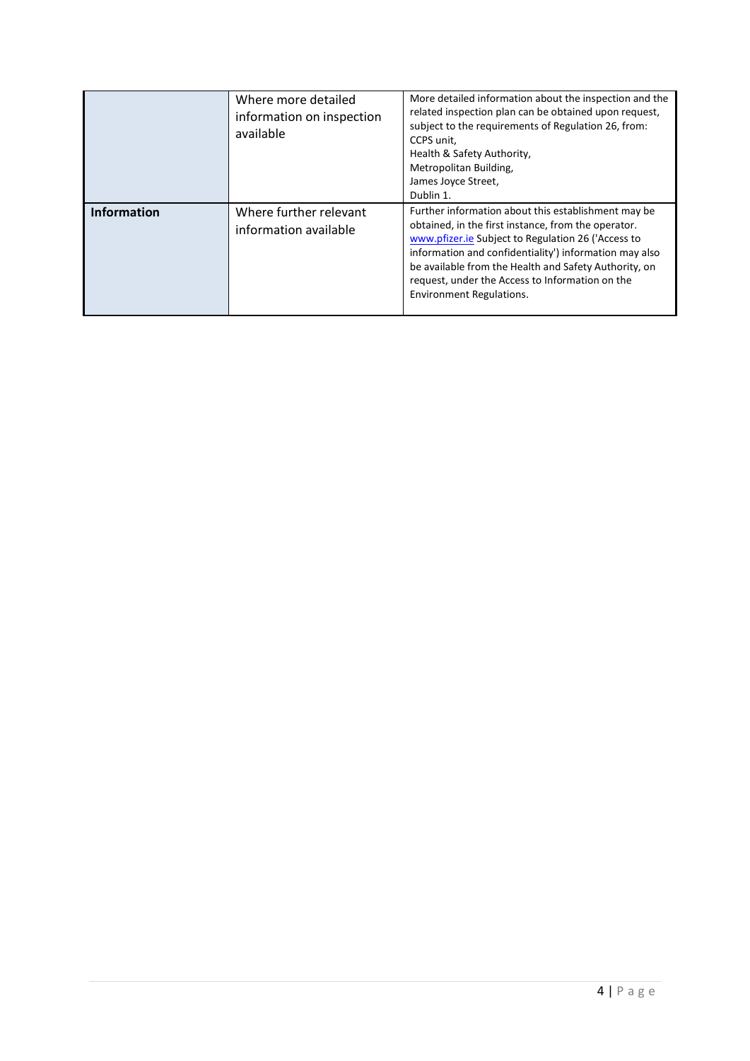| | | |
|---|---|---|
| | Where more detailed information on inspection available | More detailed information about the inspection and the related inspection plan can be obtained upon request, subject to the requirements of Regulation 26, from: CCPS unit, Health & Safety Authority, Metropolitan Building, James Joyce Street, Dublin 1. |
| **Information** | Where further relevant information available | Further information about this establishment may be obtained, in the first instance, from the operator. www.pfizer.ie Subject to Regulation 26 ('Access to information and confidentiality') information may also be available from the Health and Safety Authority, on request, under the Access to Information on the Environment Regulations. |